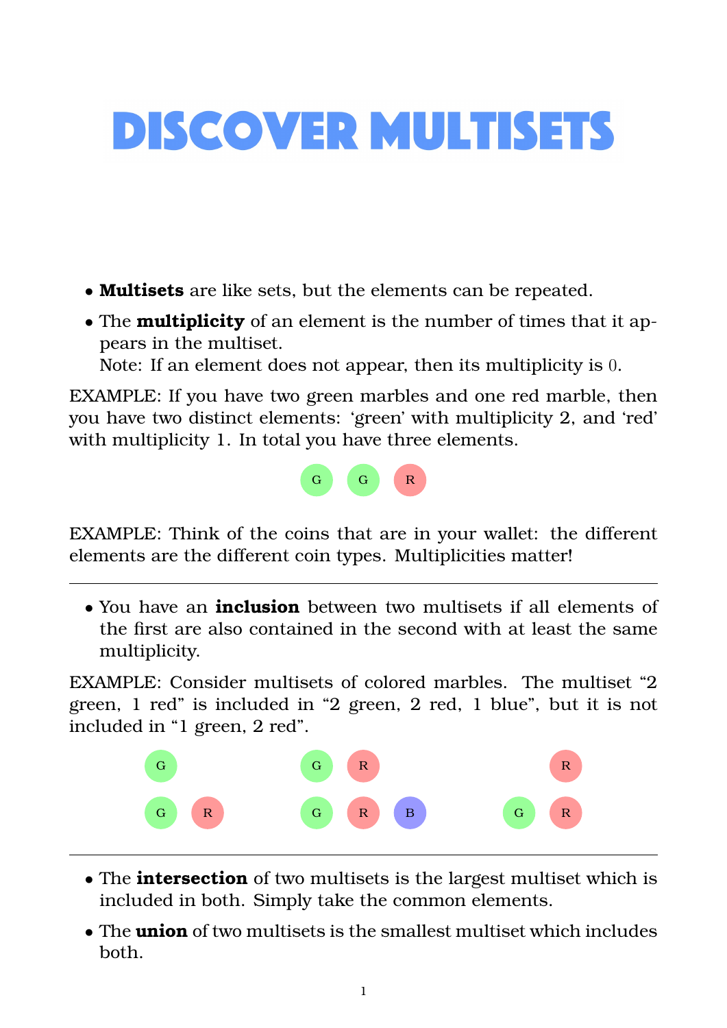# DISCOVER MULTISETS

- **Multisets** are like sets, but the elements can be repeated.
- The **multiplicity** of an element is the number of times that it appears in the multiset.
  Note: If an element does not appear, then its multiplicity is 0.

EXAMPLE: If you have two green marbles and one red marble, then you have two distinct elements: 'green' with multiplicity 2, and 'red' with multiplicity 1. In total you have three elements.

G G R

EXAMPLE: Think of the coins that are in your wallet: the different elements are the different coin types. Multiplicities matter!

---

- You have an **inclusion** between two multisets if all elements of the first are also contained in the second with at least the same multiplicity.

EXAMPLE: Consider multisets of colored marbles. The multiset "2 green, 1 red" is included in "2 green, 2 red, 1 blue", but it is not included in "1 green, 2 red".

G / G R &nbsp;&nbsp;&nbsp;&nbsp; G R / G R B &nbsp;&nbsp;&nbsp;&nbsp; R / G R

---

- The **intersection** of two multisets is the largest multiset which is included in both. Simply take the common elements.
- The **union** of two multisets is the smallest multiset which includes both.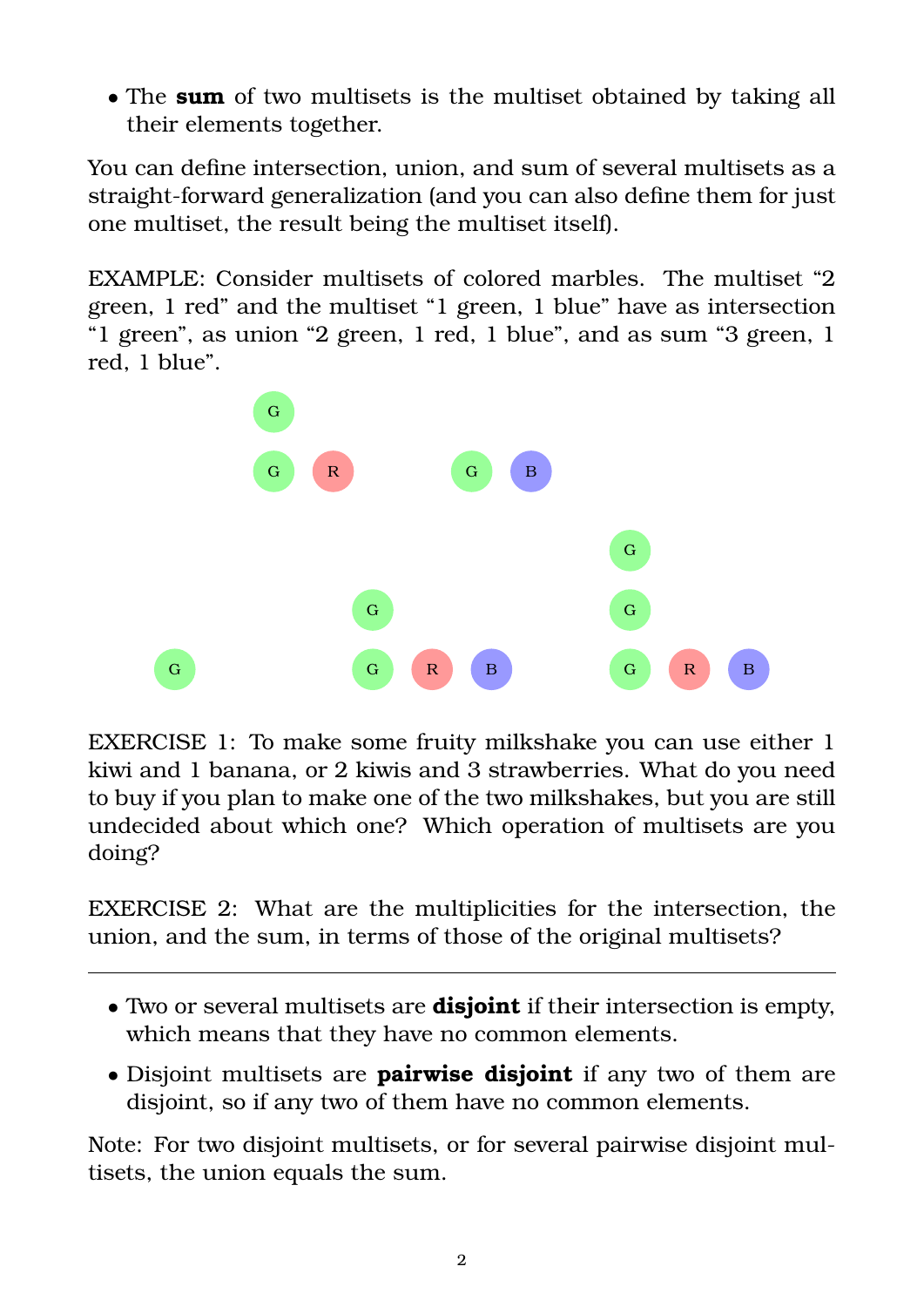- The **sum** of two multisets is the multiset obtained by taking all their elements together.

You can define intersection, union, and sum of several multisets as a straight-forward generalization (and you can also define them for just one multiset, the result being the multiset itself).

EXAMPLE: Consider multisets of colored marbles. The multiset "2 green, 1 red" and the multiset "1 green, 1 blue" have as intersection "1 green", as union "2 green, 1 red, 1 blue", and as sum "3 green, 1 red, 1 blue".

EXERCISE 1: To make some fruity milkshake you can use either 1 kiwi and 1 banana, or 2 kiwis and 3 strawberries. What do you need to buy if you plan to make one of the two milkshakes, but you are still undecided about which one? Which operation of multisets are you doing?

EXERCISE 2: What are the multiplicities for the intersection, the union, and the sum, in terms of those of the original multisets?

---

- Two or several multisets are **disjoint** if their intersection is empty, which means that they have no common elements.
- Disjoint multisets are **pairwise disjoint** if any two of them are disjoint, so if any two of them have no common elements.

Note: For two disjoint multisets, or for several pairwise disjoint multisets, the union equals the sum.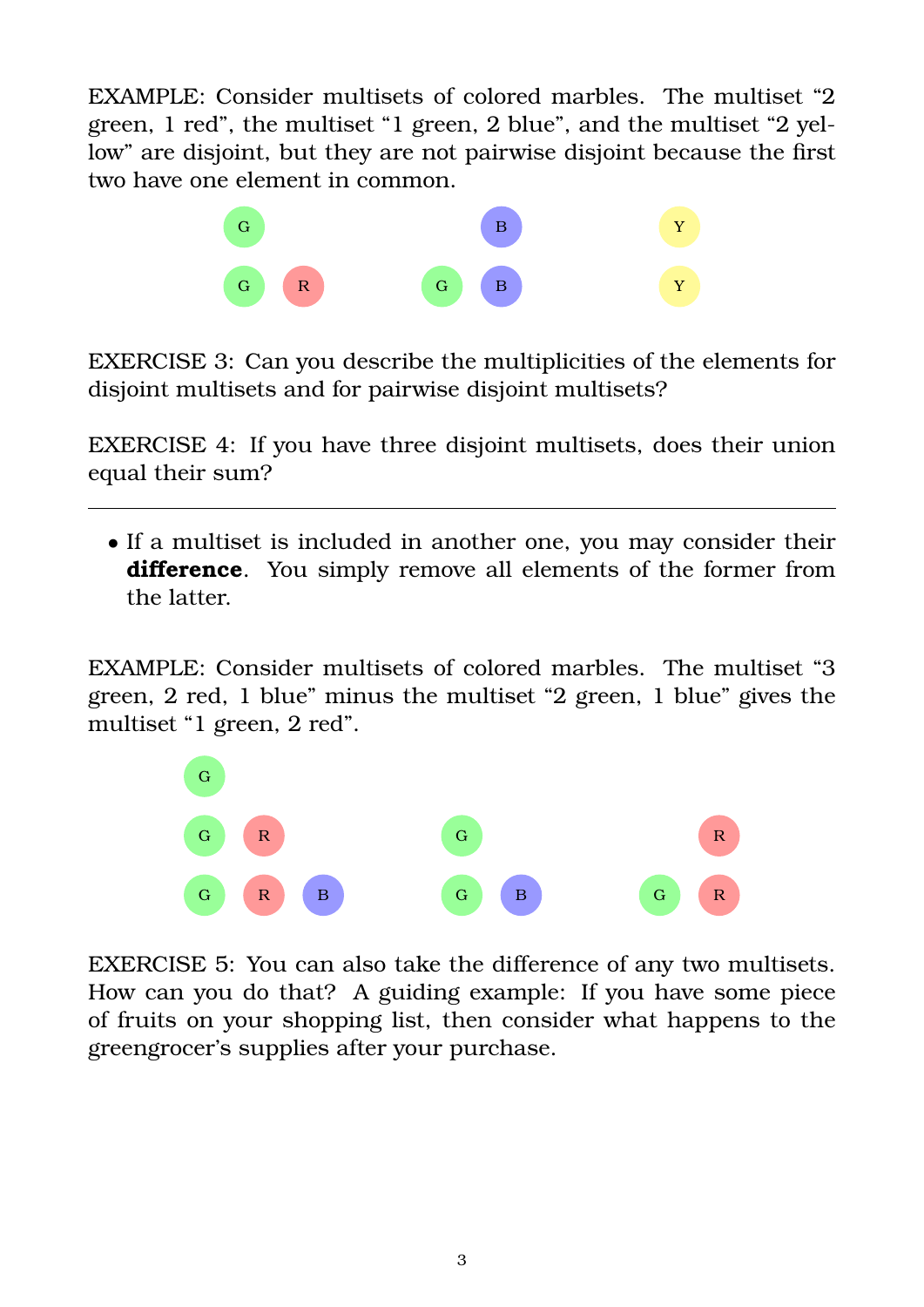EXAMPLE: Consider multisets of colored marbles. The multiset "2 green, 1 red", the multiset "1 green, 2 blue", and the multiset "2 yellow" are disjoint, but they are not pairwise disjoint because the first two have one element in common.

EXERCISE 3: Can you describe the multiplicities of the elements for disjoint multisets and for pairwise disjoint multisets?

EXERCISE 4: If you have three disjoint multisets, does their union equal their sum?

---

- If a multiset is included in another one, you may consider their **difference**. You simply remove all elements of the former from the latter.

EXAMPLE: Consider multisets of colored marbles. The multiset "3 green, 2 red, 1 blue" minus the multiset "2 green, 1 blue" gives the multiset "1 green, 2 red".

EXERCISE 5: You can also take the difference of any two multisets. How can you do that? A guiding example: If you have some piece of fruits on your shopping list, then consider what happens to the greengrocer's supplies after your purchase.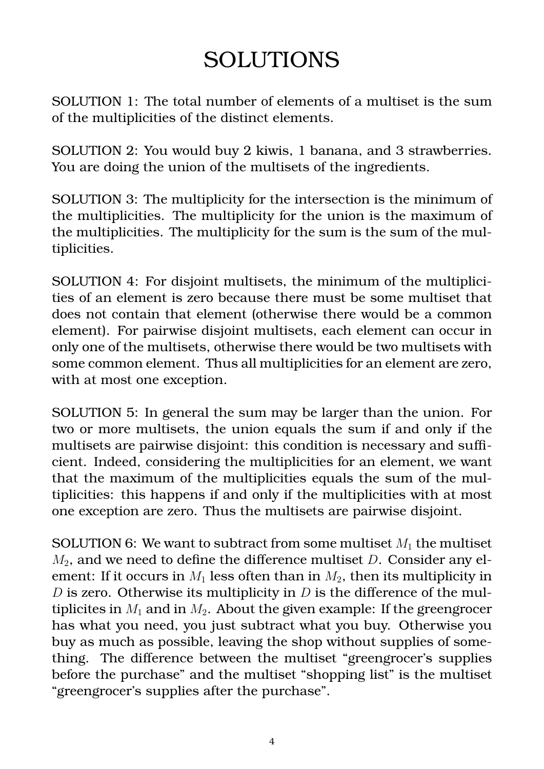# SOLUTIONS

SOLUTION 1: The total number of elements of a multiset is the sum of the multiplicities of the distinct elements.

SOLUTION 2: You would buy 2 kiwis, 1 banana, and 3 strawberries. You are doing the union of the multisets of the ingredients.

SOLUTION 3: The multiplicity for the intersection is the minimum of the multiplicities. The multiplicity for the union is the maximum of the multiplicities. The multiplicity for the sum is the sum of the multiplicities.

SOLUTION 4: For disjoint multisets, the minimum of the multiplicities of an element is zero because there must be some multiset that does not contain that element (otherwise there would be a common element). For pairwise disjoint multisets, each element can occur in only one of the multisets, otherwise there would be two multisets with some common element. Thus all multiplicities for an element are zero, with at most one exception.

SOLUTION 5: In general the sum may be larger than the union. For two or more multisets, the union equals the sum if and only if the multisets are pairwise disjoint: this condition is necessary and sufficient. Indeed, considering the multiplicities for an element, we want that the maximum of the multiplicities equals the sum of the multiplicities: this happens if and only if the multiplicities with at most one exception are zero. Thus the multisets are pairwise disjoint.

SOLUTION 6: We want to subtract from some multiset $M_1$ the multiset $M_2$, and we need to define the difference multiset $D$. Consider any element: If it occurs in $M_1$ less often than in $M_2$, then its multiplicity in $D$ is zero. Otherwise its multiplicity in $D$ is the difference of the multiplicites in $M_1$ and in $M_2$. About the given example: If the greengrocer has what you need, you just subtract what you buy. Otherwise you buy as much as possible, leaving the shop without supplies of something. The difference between the multiset "greengrocer's supplies before the purchase" and the multiset "shopping list" is the multiset "greengrocer's supplies after the purchase".